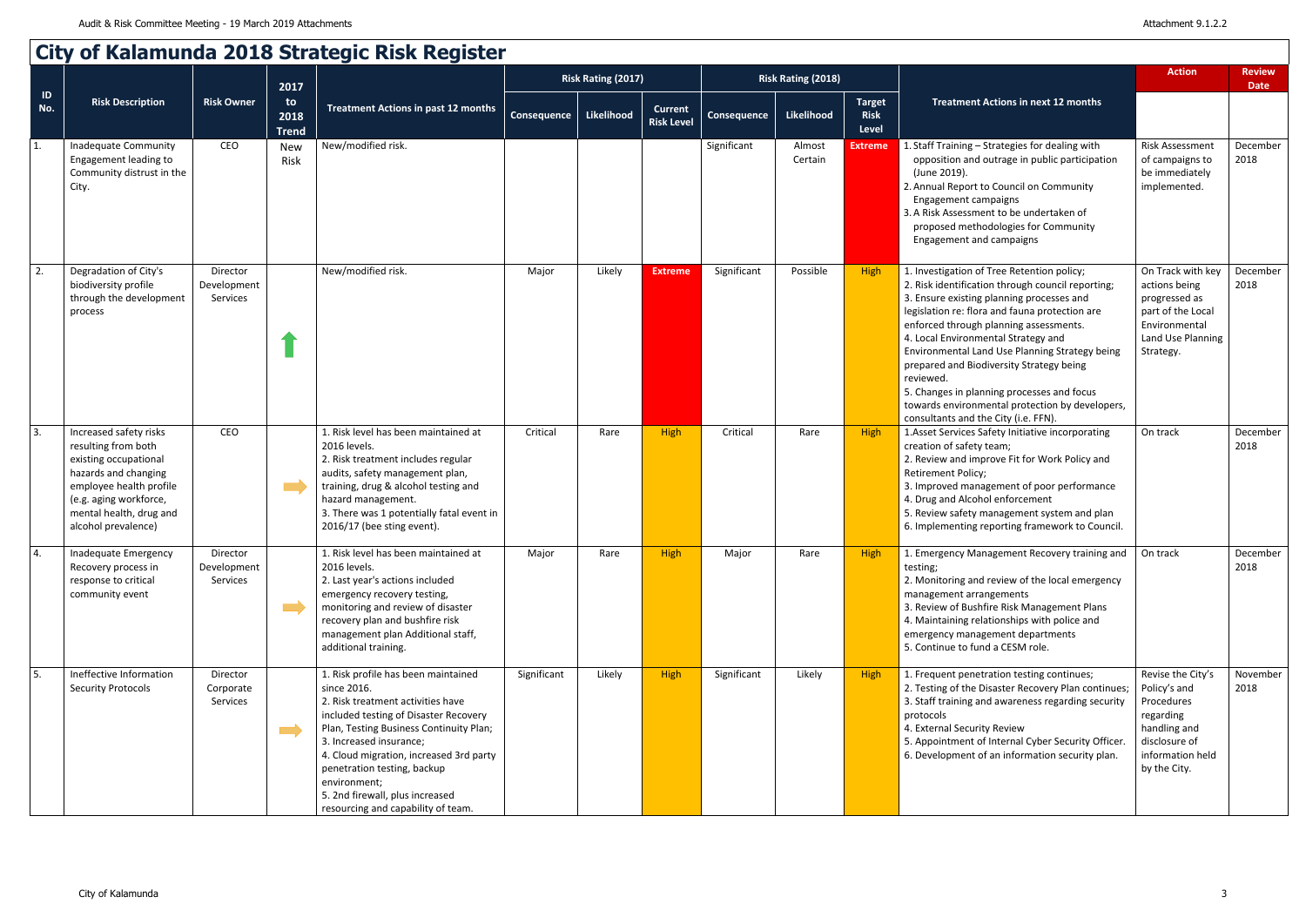# City of Kalamunda 2018 Strategic Risk Register

| ID No. | Risk Description | Risk Owner | 2017 to 2018 Trend | Treatment Actions in past 12 months | Risk Rating (2017) | | | Risk Rating (2018) | | | Treatment Actions in next 12 months | Action | Review Date |
|---|---|---|---|---|---|---|---|---|---|---|---|---|---|
| | | | | | Consequence | Likelihood | Current Risk Level | Consequence | Likelihood | Target Risk Level | | | |
| 1. | Inadequate Community Engagement leading to Community distrust in the City. | CEO | New Risk | New/modified risk. | | | | Significant | Almost Certain | Extreme | 1. Staff Training – Strategies for dealing with opposition and outrage in public participation (June 2019). 2. Annual Report to Council on Community Engagement campaigns 3. A Risk Assessment to be undertaken of proposed methodologies for Community Engagement and campaigns | Risk Assessment of campaigns to be immediately implemented. | December 2018 |
| 2. | Degradation of City's biodiversity profile through the development process | Director Development Services | ↑ | New/modified risk. | Major | Likely | Extreme | Significant | Possible | High | 1. Investigation of Tree Retention policy; 2. Risk identification through council reporting; 3. Ensure existing planning processes and legislation re: flora and fauna protection are enforced through planning assessments. 4. Local Environmental Strategy and Environmental Land Use Planning Strategy being prepared and Biodiversity Strategy being reviewed. 5. Changes in planning processes and focus towards environmental protection by developers, consultants and the City (i.e. FFN). | On Track with key actions being progressed as part of the Local Environmental Land Use Planning Strategy. | December 2018 |
| 3. | Increased safety risks resulting from both existing occupational hazards and changing employee health profile (e.g. aging workforce, mental health, drug and alcohol prevalence) | CEO | → | 1. Risk level has been maintained at 2016 levels. 2. Risk treatment includes regular audits, safety management plan, training, drug & alcohol testing and hazard management. 3. There was 1 potentially fatal event in 2016/17 (bee sting event). | Critical | Rare | High | Critical | Rare | High | 1. Asset Services Safety Initiative incorporating creation of safety team; 2. Review and improve Fit for Work Policy and Retirement Policy; 3. Improved management of poor performance 4. Drug and Alcohol enforcement 5. Review safety management system and plan 6. Implementing reporting framework to Council. | On track | December 2018 |
| 4. | Inadequate Emergency Recovery process in response to critical community event | Director Development Services | → | 1. Risk level has been maintained at 2016 levels. 2. Last year's actions included emergency recovery testing, monitoring and review of disaster recovery plan and bushfire risk management plan Additional staff, additional training. | Major | Rare | High | Major | Rare | High | 1. Emergency Management Recovery training and testing; 2. Monitoring and review of the local emergency management arrangements 3. Review of Bushfire Risk Management Plans 4. Maintaining relationships with police and emergency management departments 5. Continue to fund a CESM role. | On track | December 2018 |
| 5. | Ineffective Information Security Protocols | Director Corporate Services | → | 1. Risk profile has been maintained since 2016. 2. Risk treatment activities have included testing of Disaster Recovery Plan, Testing Business Continuity Plan; 3. Increased insurance; 4. Cloud migration, increased 3rd party penetration testing, backup environment; 5. 2nd firewall, plus increased resourcing and capability of team. | Significant | Likely | High | Significant | Likely | High | 1. Frequent penetration testing continues; 2. Testing of the Disaster Recovery Plan continues; 3. Staff training and awareness regarding security protocols 4. External Security Review 5. Appointment of Internal Cyber Security Officer. 6. Development of an information security plan. | Revise the City's Policy's and Procedures regarding handling and disclosure of information held by the City. | November 2018 |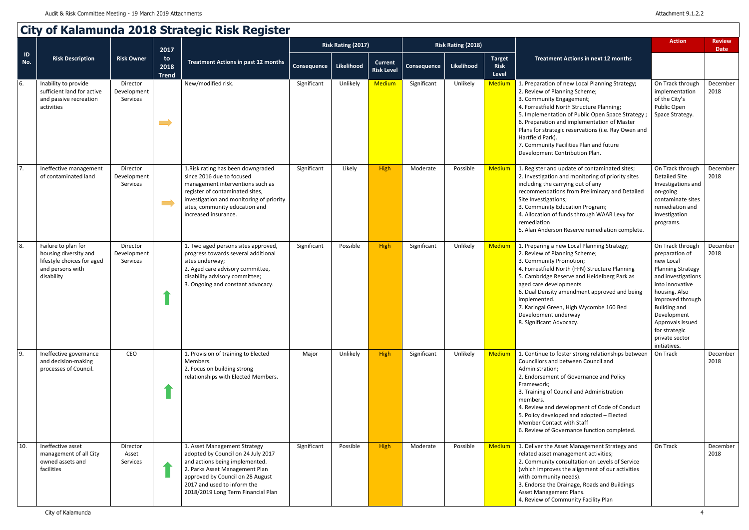# City of Kalamunda 2018 Strategic Risk Register

| ID No. | Risk Description | Risk Owner | 2017 to 2018 Trend | Treatment Actions in past 12 months | Risk Rating (2017) | | | Risk Rating (2018) | | | Treatment Actions in next 12 months | Action | Review Date |
|---|---|---|---|---|---|---|---|---|---|---|---|---|---|
| | | | | | Consequence | Likelihood | Current Risk Level | Consequence | Likelihood | Target Risk Level | | | |
| 6. | Inability to provide sufficient land for active and passive recreation activities | Director Development Services | ➡ | New/modified risk. | Significant | Unlikely | Medium | Significant | Unlikely | Medium | 1. Preparation of new Local Planning Strategy;<br>2. Review of Planning Scheme;<br>3. Community Engagement;<br>4. Forrestfield North Structure Planning;<br>5. Implementation of Public Open Space Strategy ;<br>6. Preparation and implementation of Master Plans for strategic reservations (i.e. Ray Owen and Hartfield Park).<br>7. Community Facilities Plan and future Development Contribution Plan. | On Track through implementation of the City's Public Open Space Strategy. | December 2018 |
| 7. | Ineffective management of contaminated land | Director Development Services | ➡ | 1.Risk rating has been downgraded since 2016 due to focused management interventions such as register of contaminated sites, investigation and monitoring of priority sites, community education and increased insurance. | Significant | Likely | High | Moderate | Possible | Medium | 1. Register and update of contaminated sites;<br>2. Investigation and monitoring of priority sites including the carrying out of any recommendations from Preliminary and Detailed Site Investigations;<br>3. Community Education Program;<br>4. Allocation of funds through WAAR Levy for remediation<br>5. Alan Anderson Reserve remediation complete. | On Track through Detailed Site Investigations and on-going contaminate sites remediation and investigation programs. | December 2018 |
| 8. | Failure to plan for housing diversity and lifestyle choices for aged and persons with disability | Director Development Services | ⬆ | 1. Two aged persons sites approved, progress towards several additional sites underway;<br>2. Aged care advisory committee, disability advisory committee;<br>3. Ongoing and constant advocacy. | Significant | Possible | High | Significant | Unlikely | Medium | 1. Preparing a new Local Planning Strategy;<br>2. Review of Planning Scheme;<br>3. Community Promotion;<br>4. Forrestfield North (FFN) Structure Planning<br>5. Cambridge Reserve and Heidelberg Park as aged care developments<br>6. Dual Density amendment approved and being implemented.<br>7. Karingal Green, High Wycombe 160 Bed Development underway<br>8. Significant Advocacy. | On Track through preparation of new Local Planning Strategy and investigations into innovative housing. Also improved through Building and Development Approvals issued for strategic private sector initiatives. | December 2018 |
| 9. | Ineffective governance and decision-making processes of Council. | CEO | ⬆ | 1. Provision of training to Elected Members.<br>2. Focus on building strong relationships with Elected Members. | Major | Unlikely | High | Significant | Unlikely | Medium | 1. Continue to foster strong relationships between Councillors and between Council and Administration;<br>2. Endorsement of Governance and Policy Framework;<br>3. Training of Council and Administration members.<br>4. Review and development of Code of Conduct<br>5. Policy developed and adopted – Elected Member Contact with Staff<br>6. Review of Governance function completed. | On Track | December 2018 |
| 10. | Ineffective asset management of all City owned assets and facilities | Director Asset Services | ⬆ | 1. Asset Management Strategy adopted by Council on 24 July 2017 and actions being implemented.<br>2. Parks Asset Management Plan approved by Council on 28 August 2017 and used to inform the 2018/2019 Long Term Financial Plan | Significant | Possible | High | Moderate | Possible | Medium | 1. Deliver the Asset Management Strategy and related asset management activities;<br>2. Community consultation on Levels of Service (which improves the alignment of our activities with community needs).<br>3. Endorse the Drainage, Roads and Buildings Asset Management Plans.<br>4. Review of Community Facility Plan | On Track | December 2018 |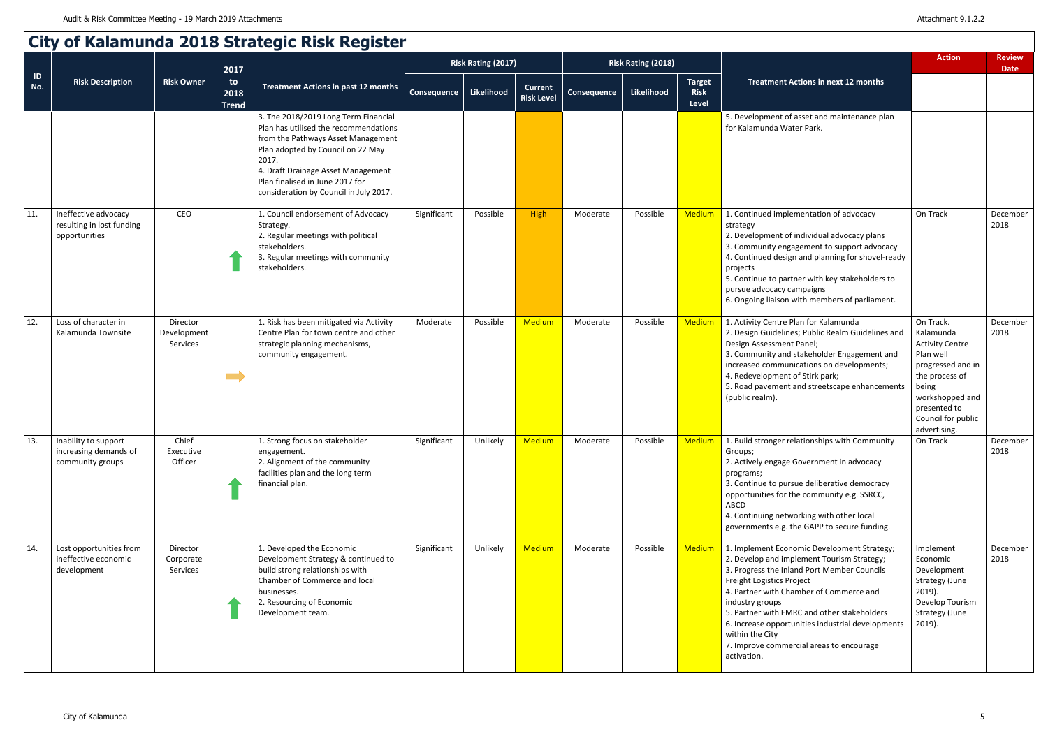# City of Kalamunda 2018 Strategic Risk Register

| ID No. | Risk Description | Risk Owner | 2017 to 2018 Trend | Treatment Actions in past 12 months | Risk Rating (2017) | | | Risk Rating (2018) | | | Treatment Actions in next 12 months | Action | Review Date |
|---|---|---|---|---|---|---|---|---|---|---|---|---|---|
| | | | | | Consequence | Likelihood | Current Risk Level | Consequence | Likelihood | Target Risk Level | | | |
| | | | | 3. The 2018/2019 Long Term Financial Plan has utilised the recommendations from the Pathways Asset Management Plan adopted by Council on 22 May 2017.<br>4. Draft Drainage Asset Management Plan finalised in June 2017 for consideration by Council in July 2017. | | | | | | | 5. Development of asset and maintenance plan for Kalamunda Water Park. | | |
| 11. | Ineffective advocacy resulting in lost funding opportunities | CEO | ↑ | 1. Council endorsement of Advocacy Strategy.<br>2. Regular meetings with political stakeholders.<br>3. Regular meetings with community stakeholders. | Significant | Possible | High | Moderate | Possible | Medium | 1. Continued implementation of advocacy strategy<br>2. Development of individual advocacy plans<br>3. Community engagement to support advocacy<br>4. Continued design and planning for shovel-ready projects<br>5. Continue to partner with key stakeholders to pursue advocacy campaigns<br>6. Ongoing liaison with members of parliament. | On Track | December 2018 |
| 12. | Loss of character in Kalamunda Townsite | Director Development Services | → | 1. Risk has been mitigated via Activity Centre Plan for town centre and other strategic planning mechanisms, community engagement. | Moderate | Possible | Medium | Moderate | Possible | Medium | 1. Activity Centre Plan for Kalamunda<br>2. Design Guidelines; Public Realm Guidelines and Design Assessment Panel;<br>3. Community and stakeholder Engagement and increased communications on developments;<br>4. Redevelopment of Stirk park;<br>5. Road pavement and streetscape enhancements (public realm). | On Track. Kalamunda Activity Centre Plan well progressed and in the process of being workshopped and presented to Council for public advertising. | December 2018 |
| 13. | Inability to support increasing demands of community groups | Chief Executive Officer | ↑ | 1. Strong focus on stakeholder engagement.<br>2. Alignment of the community facilities plan and the long term financial plan. | Significant | Unlikely | Medium | Moderate | Possible | Medium | 1. Build stronger relationships with Community Groups;<br>2. Actively engage Government in advocacy programs;<br>3. Continue to pursue deliberative democracy opportunities for the community e.g. SSRCC, ABCD<br>4. Continuing networking with other local governments e.g. the GAPP to secure funding. | On Track | December 2018 |
| 14. | Lost opportunities from ineffective economic development | Director Corporate Services | ↑ | 1. Developed the Economic Development Strategy & continued to build strong relationships with Chamber of Commerce and local businesses.<br>2. Resourcing of Economic Development team. | Significant | Unlikely | Medium | Moderate | Possible | Medium | 1. Implement Economic Development Strategy;<br>2. Develop and implement Tourism Strategy;<br>3. Progress the Inland Port Member Councils Freight Logistics Project<br>4. Partner with Chamber of Commerce and industry groups<br>5. Partner with EMRC and other stakeholders<br>6. Increase opportunities industrial developments within the City<br>7. Improve commercial areas to encourage activation. | Implement Economic Development Strategy (June 2019).<br>Develop Tourism Strategy (June 2019). | December 2018 |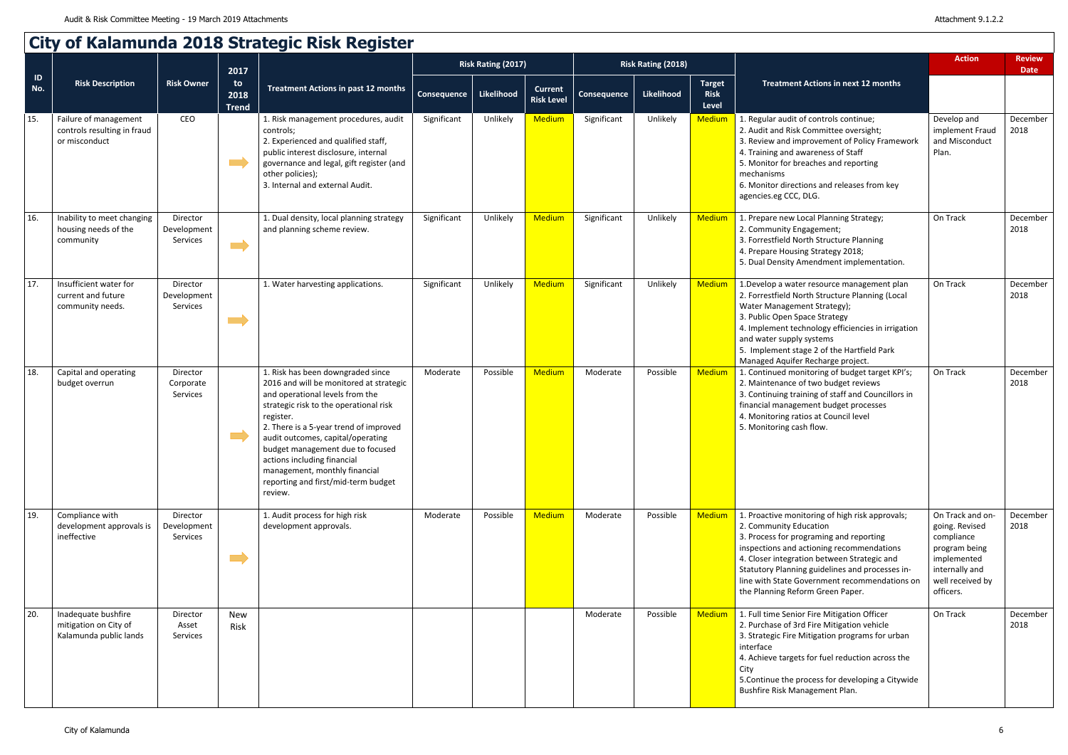# City of Kalamunda 2018 Strategic Risk Register

| ID No. | Risk Description | Risk Owner | 2017 to 2018 Trend | Treatment Actions in past 12 months | Risk Rating (2017) | | | Risk Rating (2018) | | | Treatment Actions in next 12 months | Action | Review Date |
|---|---|---|---|---|---|---|---|---|---|---|---|---|---|
| | | | | | Consequence | Likelihood | Current Risk Level | Consequence | Likelihood | Target Risk Level | | | |
| 15. | Failure of management controls resulting in fraud or misconduct | CEO | ➡ | 1. Risk management procedures, audit controls;<br>2. Experienced and qualified staff, public interest disclosure, internal governance and legal, gift register (and other policies);<br>3. Internal and external Audit. | Significant | Unlikely | Medium | Significant | Unlikely | Medium | 1. Regular audit of controls continue;<br>2. Audit and Risk Committee oversight;<br>3. Review and improvement of Policy Framework<br>4. Training and awareness of Staff<br>5. Monitor for breaches and reporting mechanisms<br>6. Monitor directions and releases from key agencies.eg CCC, DLG. | Develop and implement Fraud and Misconduct Plan. | December 2018 |
| 16. | Inability to meet changing housing needs of the community | Director Development Services | ➡ | 1. Dual density, local planning strategy and planning scheme review. | Significant | Unlikely | Medium | Significant | Unlikely | Medium | 1. Prepare new Local Planning Strategy;<br>2. Community Engagement;<br>3. Forrestfield North Structure Planning<br>4. Prepare Housing Strategy 2018;<br>5. Dual Density Amendment implementation. | On Track | December 2018 |
| 17. | Insufficient water for current and future community needs. | Director Development Services | ➡ | 1. Water harvesting applications. | Significant | Unlikely | Medium | Significant | Unlikely | Medium | 1.Develop a water resource management plan<br>2. Forrestfield North Structure Planning (Local Water Management Strategy);<br>3. Public Open Space Strategy<br>4. Implement technology efficiencies in irrigation and water supply systems<br>5. Implement stage 2 of the Hartfield Park Managed Aquifer Recharge project. | On Track | December 2018 |
| 18. | Capital and operating budget overrun | Director Corporate Services | ➡ | 1. Risk has been downgraded since 2016 and will be monitored at strategic and operational levels from the strategic risk to the operational risk register.<br>2. There is a 5-year trend of improved audit outcomes, capital/operating budget management due to focused actions including financial management, monthly financial reporting and first/mid-term budget review. | Moderate | Possible | Medium | Moderate | Possible | Medium | 1. Continued monitoring of budget target KPI's;<br>2. Maintenance of two budget reviews<br>3. Continuing training of staff and Councillors in financial management budget processes<br>4. Monitoring ratios at Council level<br>5. Monitoring cash flow. | On Track | December 2018 |
| 19. | Compliance with development approvals is ineffective | Director Development Services | ➡ | 1. Audit process for high risk development approvals. | Moderate | Possible | Medium | Moderate | Possible | Medium | 1. Proactive monitoring of high risk approvals;<br>2. Community Education<br>3. Process for programing and reporting inspections and actioning recommendations<br>4. Closer integration between Strategic and Statutory Planning guidelines and processes in-line with State Government recommendations on the Planning Reform Green Paper. | On Track and on-going. Revised compliance program being implemented internally and well received by officers. | December 2018 |
| 20. | Inadequate bushfire mitigation on City of Kalamunda public lands | Director Asset Services | New Risk | | | | | Moderate | Possible | Medium | 1. Full time Senior Fire Mitigation Officer<br>2. Purchase of 3rd Fire Mitigation vehicle<br>3. Strategic Fire Mitigation programs for urban interface<br>4. Achieve targets for fuel reduction across the City<br>5.Continue the process for developing a Citywide Bushfire Risk Management Plan. | On Track | December 2018 |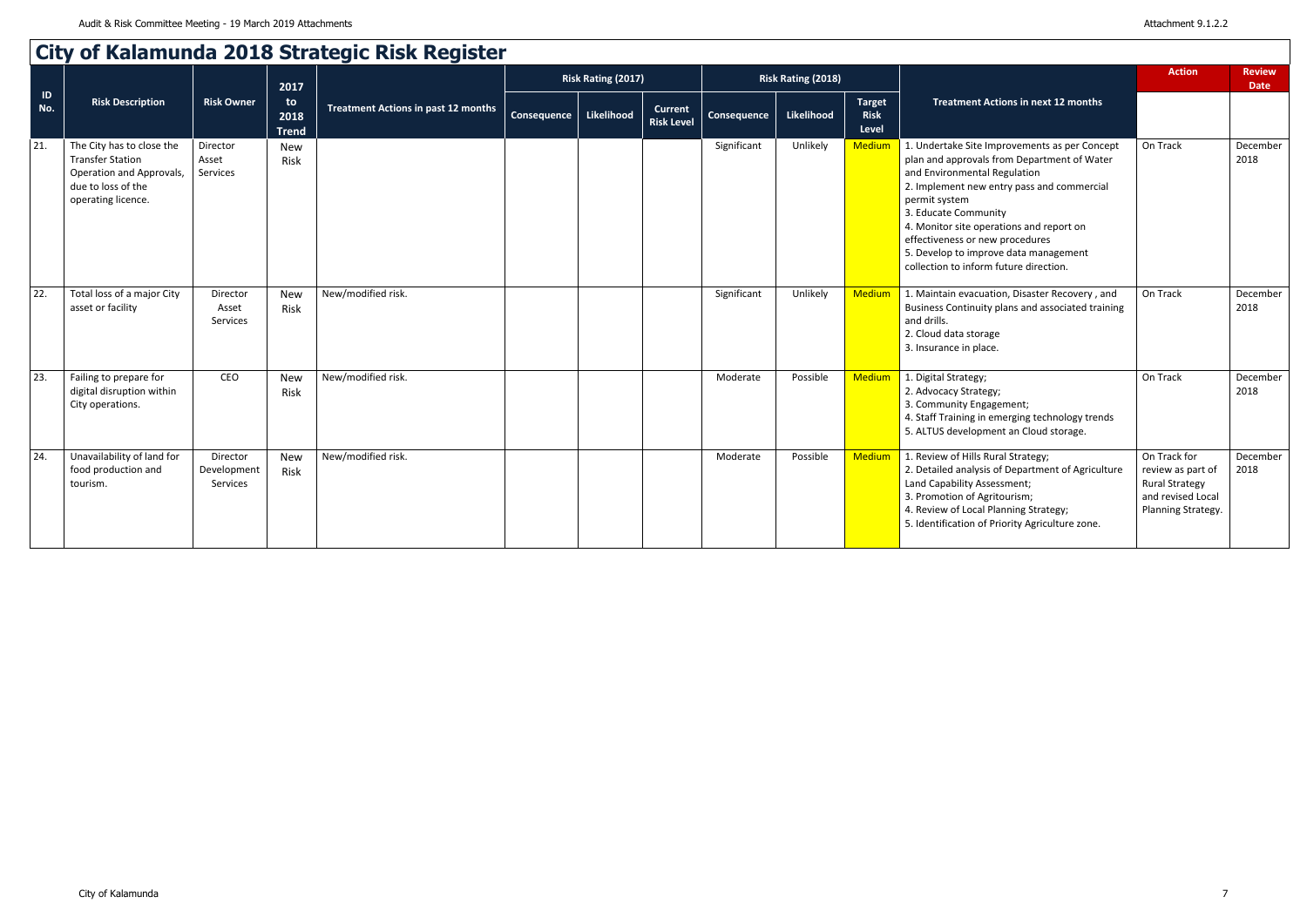# City of Kalamunda 2018 Strategic Risk Register

| ID No. | Risk Description | Risk Owner | 2017 to 2018 Trend | Treatment Actions in past 12 months | Risk Rating (2017) | | | Risk Rating (2018) | | | Treatment Actions in next 12 months | Action | Review Date |
|---|---|---|---|---|---|---|---|---|---|---|---|---|---|
| | | | | | Consequence | Likelihood | Current Risk Level | Consequence | Likelihood | Target Risk Level | | | |
| 21. | The City has to close the Transfer Station Operation and Approvals, due to loss of the operating licence. | Director Asset Services | New Risk | | | | | Significant | Unlikely | Medium | 1. Undertake Site Improvements as per Concept plan and approvals from Department of Water and Environmental Regulation<br>2. Implement new entry pass and commercial permit system<br>3. Educate Community<br>4. Monitor site operations and report on effectiveness or new procedures<br>5. Develop to improve data management collection to inform future direction. | On Track | December 2018 |
| 22. | Total loss of a major City asset or facility | Director Asset Services | New Risk | New/modified risk. | | | | Significant | Unlikely | Medium | 1. Maintain evacuation, Disaster Recovery , and Business Continuity plans and associated training and drills.<br>2. Cloud data storage<br>3. Insurance in place. | On Track | December 2018 |
| 23. | Failing to prepare for digital disruption within City operations. | CEO | New Risk | New/modified risk. | | | | Moderate | Possible | Medium | 1. Digital Strategy;<br>2. Advocacy Strategy;<br>3. Community Engagement;<br>4. Staff Training in emerging technology trends<br>5. ALTUS development an Cloud storage. | On Track | December 2018 |
| 24. | Unavailability of land for food production and tourism. | Director Development Services | New Risk | New/modified risk. | | | | Moderate | Possible | Medium | 1. Review of Hills Rural Strategy;<br>2. Detailed analysis of Department of Agriculture Land Capability Assessment;<br>3. Promotion of Agritourism;<br>4. Review of Local Planning Strategy;<br>5. Identification of Priority Agriculture zone. | On Track for review as part of Rural Strategy and revised Local Planning Strategy. | December 2018 |